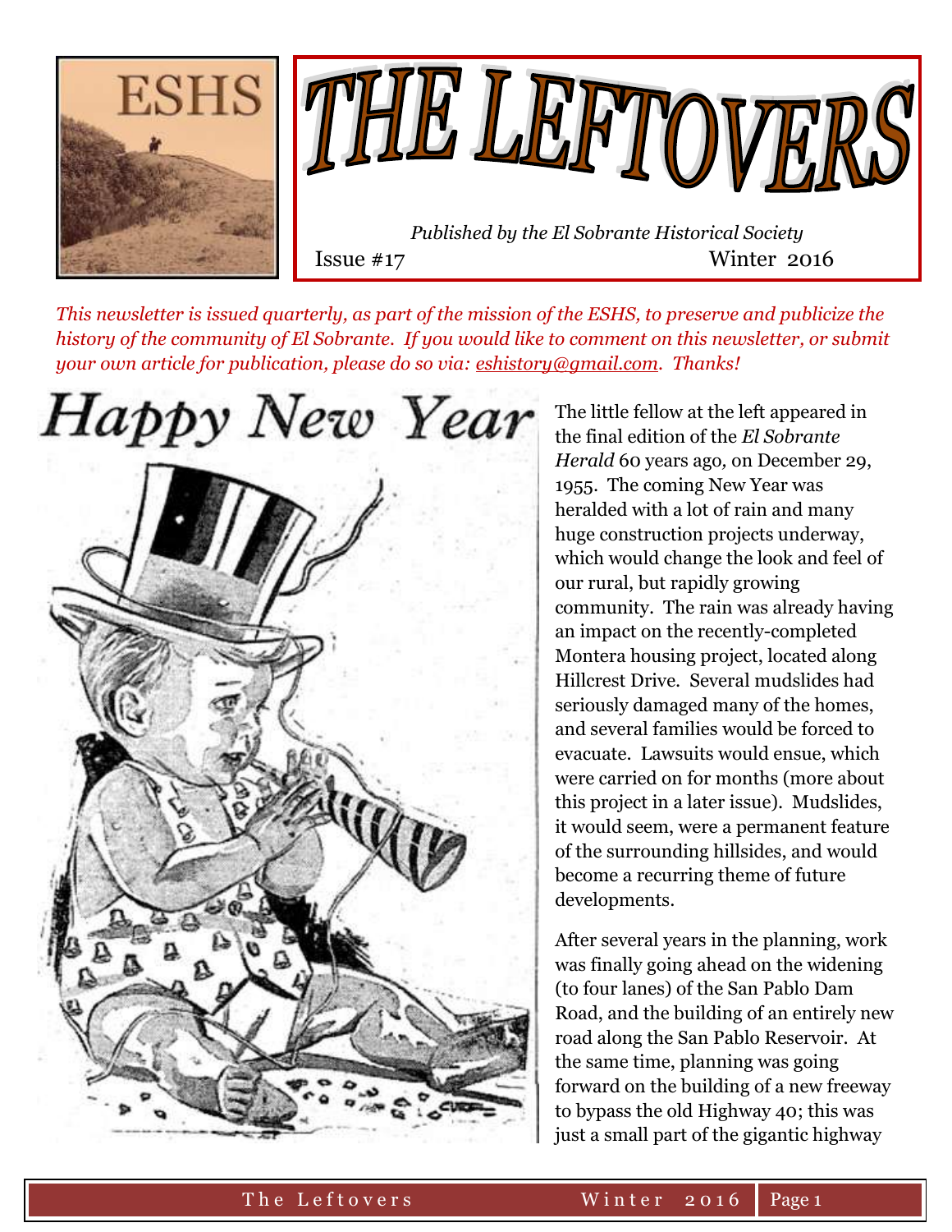# THE LEFTOVERS

ESHS

*Published by the El Sobrante Historical Society*

Issue #17 Winter 2016

*This newsletter is issued quarterly, as part of the mission of the ESHS, to preserve and publicize the history of the community of El Sobrante. If you would like to comment on this newsletter, or submit your own article for publication, please do so via: eshistory@gmail.com. Thanks!*

Happy New Year

The little fellow at the left appeared in the final edition of the *El Sobrante Herald* 60 years ago*,* on December 29, 1955. The coming New Year was heralded with a lot of rain and many huge construction projects underway, which would change the look and feel of our rural, but rapidly growing community. The rain was already having an impact on the recently-completed Montera housing project, located along Hillcrest Drive. Several mudslides had seriously damaged many of the homes, and several families would be forced to evacuate. Lawsuits would ensue, which were carried on for months (more about this project in a later issue). Mudslides, it would seem, were a permanent feature of the surrounding hillsides, and would become a recurring theme of future developments.

After several years in the planning, work was finally going ahead on the widening (to four lanes) of the San Pablo Dam Road, and the building of an entirely new road along the San Pablo Reservoir. At the same time, planning was going forward on the building of a new freeway to bypass the old Highway 40; this was just a small part of the gigantic highway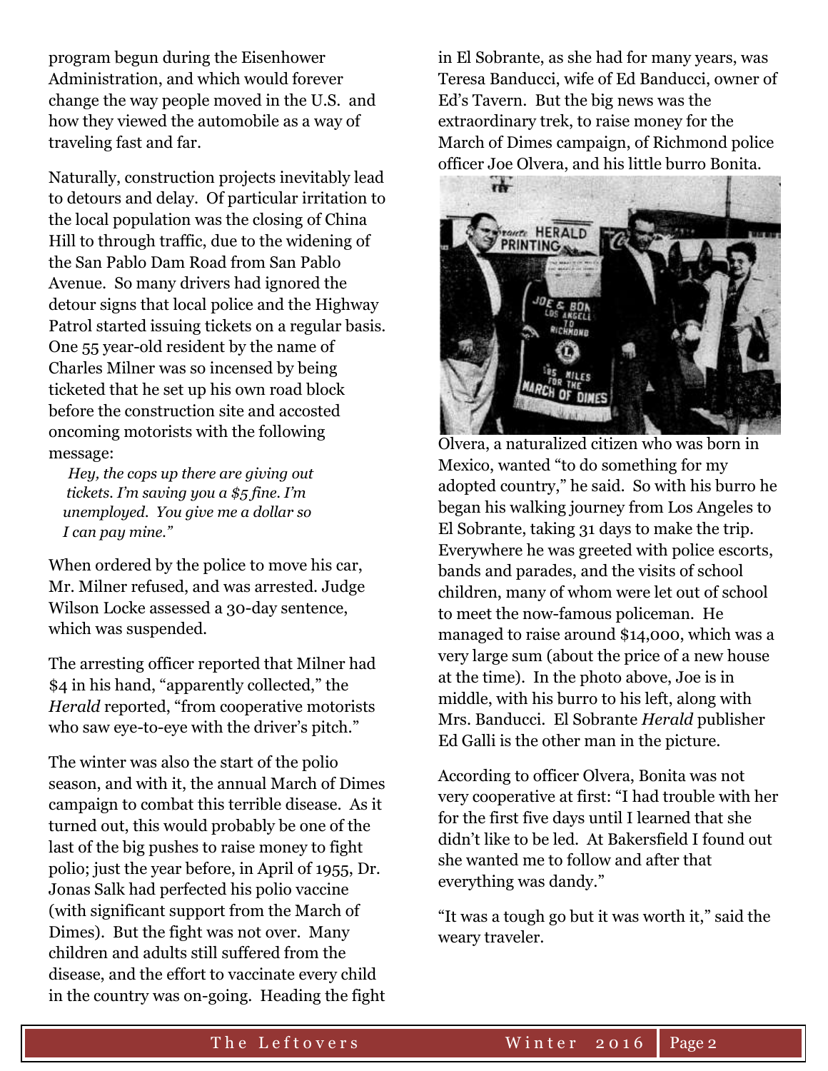program begun during the Eisenhower Administration, and which would forever change the way people moved in the U.S. and how they viewed the automobile as a way of traveling fast and far.

Naturally, construction projects inevitably lead to detours and delay. Of particular irritation to the local population was the closing of China Hill to through traffic, due to the widening of the San Pablo Dam Road from San Pablo Avenue. So many drivers had ignored the detour signs that local police and the Highway Patrol started issuing tickets on a regular basis. One 55 year-old resident by the name of Charles Milner was so incensed by being ticketed that he set up his own road block before the construction site and accosted oncoming motorists with the following message:

> *Hey, the cops up there are giving out tickets. I'm saving you a $5 fine. I'm unemployed. You give me a dollar so I can pay mine."*

When ordered by the police to move his car, Mr. Milner refused, and was arrested. Judge Wilson Locke assessed a 30-day sentence, which was suspended.

The arresting officer reported that Milner had $4 in his hand, "apparently collected," the *Herald* reported, "from cooperative motorists who saw eye-to-eye with the driver's pitch."

The winter was also the start of the polio season, and with it, the annual March of Dimes campaign to combat this terrible disease. As it turned out, this would probably be one of the last of the big pushes to raise money to fight polio; just the year before, in April of 1955, Dr. Jonas Salk had perfected his polio vaccine (with significant support from the March of Dimes). But the fight was not over. Many children and adults still suffered from the disease, and the effort to vaccinate every child in the country was on-going. Heading the fight in El Sobrante, as she had for many years, was Teresa Banducci, wife of Ed Banducci, owner of Ed's Tavern. But the big news was the extraordinary trek, to raise money for the March of Dimes campaign, of Richmond police officer Joe Olvera, and his little burro Bonita.

Olvera, a naturalized citizen who was born in Mexico, wanted "to do something for my adopted country," he said. So with his burro he began his walking journey from Los Angeles to El Sobrante, taking 31 days to make the trip. Everywhere he was greeted with police escorts, bands and parades, and the visits of school children, many of whom were let out of school to meet the now-famous policeman. He managed to raise around $14,000, which was a very large sum (about the price of a new house at the time). In the photo above, Joe is in middle, with his burro to his left, along with Mrs. Banducci. El Sobrante *Herald* publisher Ed Galli is the other man in the picture.

According to officer Olvera, Bonita was not very cooperative at first: "I had trouble with her for the first five days until I learned that she didn't like to be led. At Bakersfield I found out she wanted me to follow and after that everything was dandy."

"It was a tough go but it was worth it," said the weary traveler.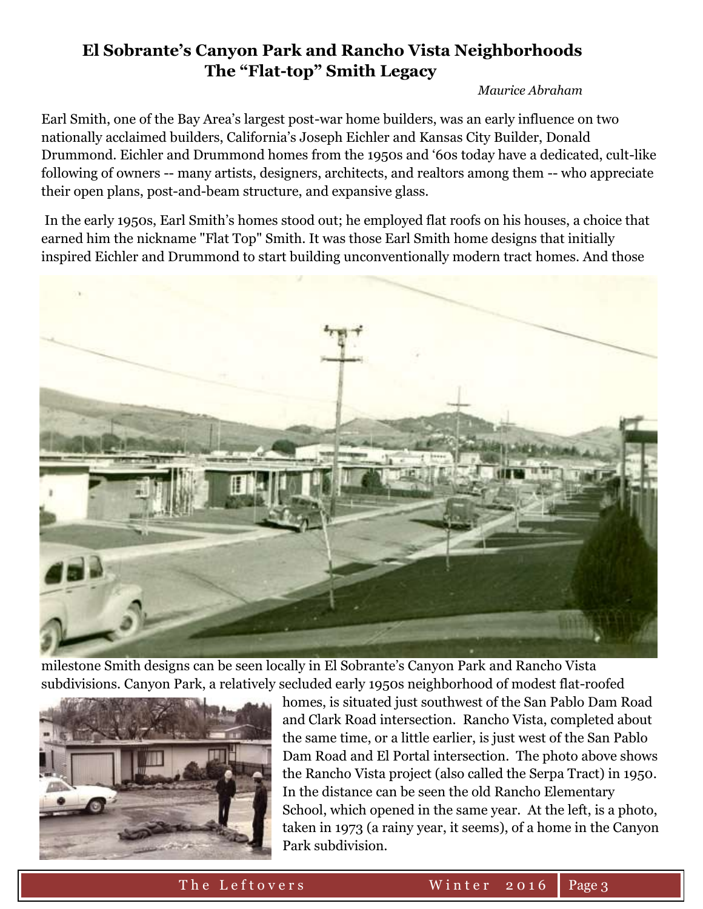# El Sobrante's Canyon Park and Rancho Vista Neighborhoods
## The "Flat-top" Smith Legacy

*Maurice Abraham*

Earl Smith, one of the Bay Area's largest post-war home builders, was an early influence on two nationally acclaimed builders, California's Joseph Eichler and Kansas City Builder, Donald Drummond. Eichler and Drummond homes from the 1950s and '60s today have a dedicated, cult-like following of owners -- many artists, designers, architects, and realtors among them -- who appreciate their open plans, post-and-beam structure, and expansive glass.

In the early 1950s, Earl Smith's homes stood out; he employed flat roofs on his houses, a choice that earned him the nickname "Flat Top" Smith. It was those Earl Smith home designs that initially inspired Eichler and Drummond to start building unconventionally modern tract homes. And those milestone Smith designs can be seen locally in El Sobrante's Canyon Park and Rancho Vista subdivisions. Canyon Park, a relatively secluded early 1950s neighborhood of modest flat-roofed homes, is situated just southwest of the San Pablo Dam Road and Clark Road intersection. Rancho Vista, completed about the same time, or a little earlier, is just west of the San Pablo Dam Road and El Portal intersection. The photo above shows the Rancho Vista project (also called the Serpa Tract) in 1950. In the distance can be seen the old Rancho Elementary School, which opened in the same year. At the left, is a photo, taken in 1973 (a rainy year, it seems), of a home in the Canyon Park subdivision.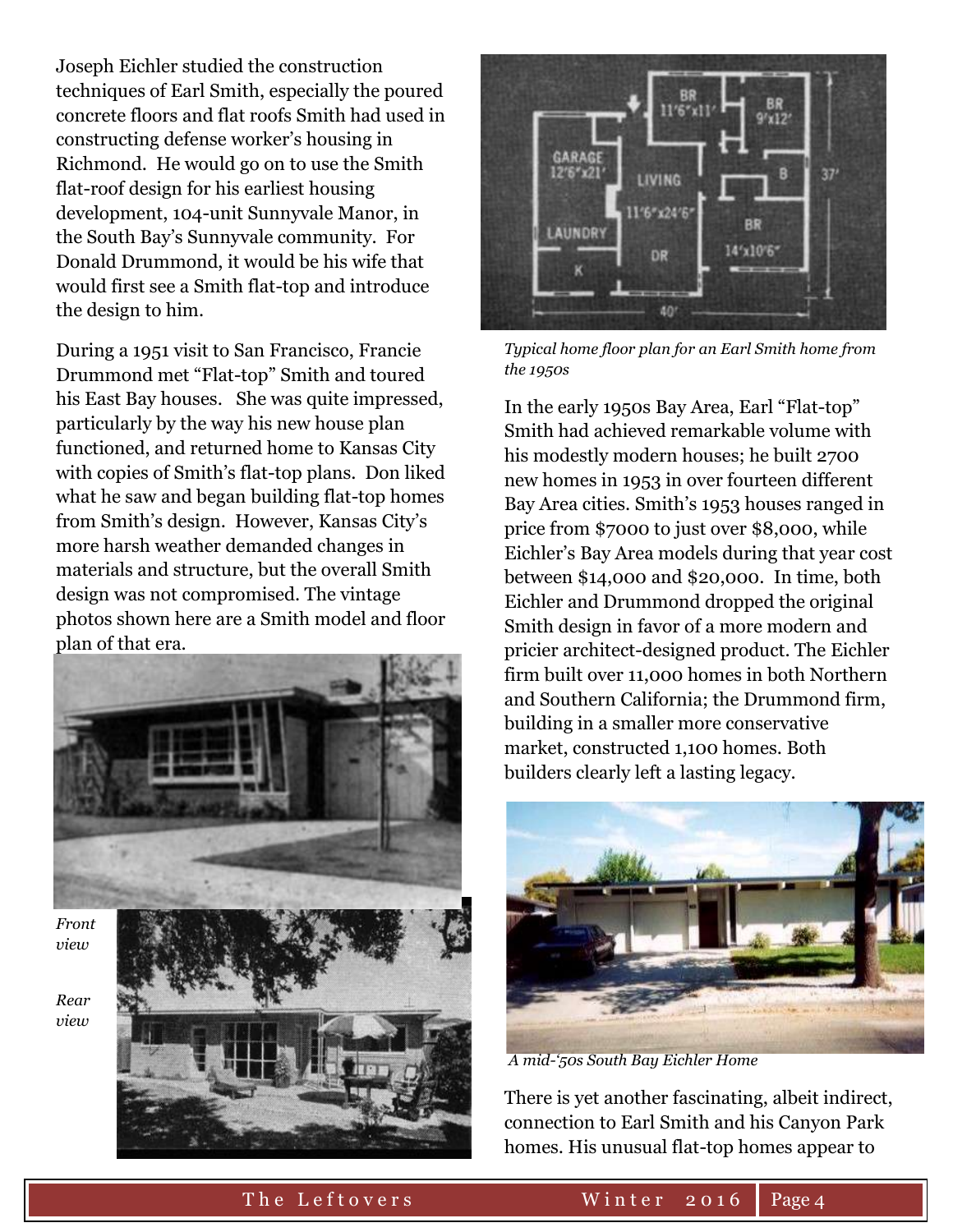Joseph Eichler studied the construction techniques of Earl Smith, especially the poured concrete floors and flat roofs Smith had used in constructing defense worker's housing in Richmond. He would go on to use the Smith flat-roof design for his earliest housing development, 104-unit Sunnyvale Manor, in the South Bay's Sunnyvale community. For Donald Drummond, it would be his wife that would first see a Smith flat-top and introduce the design to him.

During a 1951 visit to San Francisco, Francie Drummond met "Flat-top" Smith and toured his East Bay houses. She was quite impressed, particularly by the way his new house plan functioned, and returned home to Kansas City with copies of Smith's flat-top plans. Don liked what he saw and began building flat-top homes from Smith's design. However, Kansas City's more harsh weather demanded changes in materials and structure, but the overall Smith design was not compromised. The vintage photos shown here are a Smith model and floor plan of that era.

*Front view*

*Rear view*

*Typical home floor plan for an Earl Smith home from the 1950s*

In the early 1950s Bay Area, Earl "Flat-top" Smith had achieved remarkable volume with his modestly modern houses; he built 2700 new homes in 1953 in over fourteen different Bay Area cities. Smith's 1953 houses ranged in price from $7000 to just over $8,000, while Eichler's Bay Area models during that year cost between $14,000 and $20,000. In time, both Eichler and Drummond dropped the original Smith design in favor of a more modern and pricier architect-designed product. The Eichler firm built over 11,000 homes in both Northern and Southern California; the Drummond firm, building in a smaller more conservative market, constructed 1,100 homes. Both builders clearly left a lasting legacy.

*A mid-'50s South Bay Eichler Home*

There is yet another fascinating, albeit indirect, connection to Earl Smith and his Canyon Park homes. His unusual flat-top homes appear to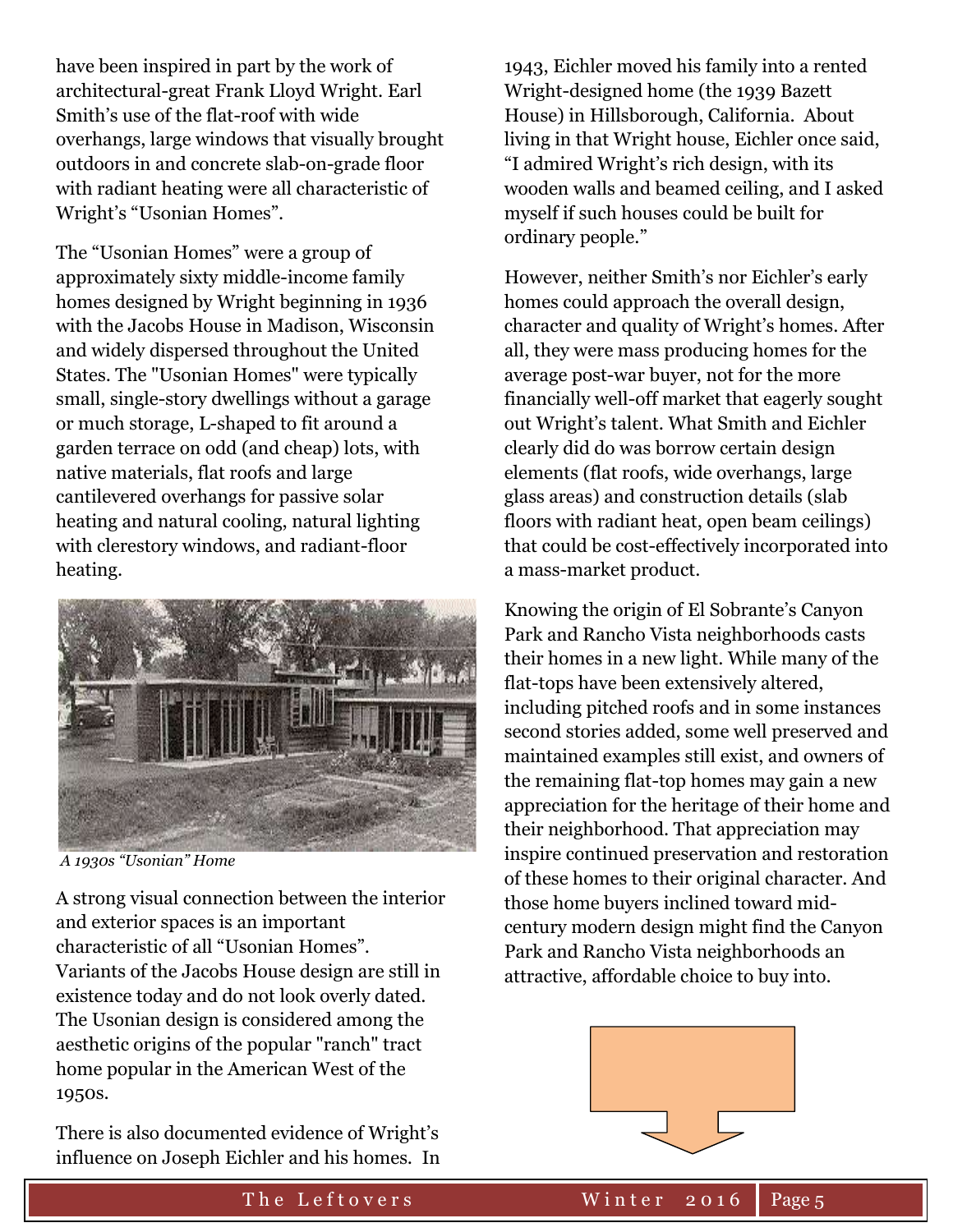have been inspired in part by the work of architectural-great Frank Lloyd Wright. Earl Smith's use of the flat-roof with wide overhangs, large windows that visually brought outdoors in and concrete slab-on-grade floor with radiant heating were all characteristic of Wright's "Usonian Homes".

The "Usonian Homes" were a group of approximately sixty middle-income family homes designed by Wright beginning in 1936 with the Jacobs House in Madison, Wisconsin and widely dispersed throughout the United States. The "Usonian Homes" were typically small, single-story dwellings without a garage or much storage, L-shaped to fit around a garden terrace on odd (and cheap) lots, with native materials, flat roofs and large cantilevered overhangs for passive solar heating and natural cooling, natural lighting with clerestory windows, and radiant-floor heating.

*A 1930s "Usonian" Home*

A strong visual connection between the interior and exterior spaces is an important characteristic of all "Usonian Homes". Variants of the Jacobs House design are still in existence today and do not look overly dated. The Usonian design is considered among the aesthetic origins of the popular "ranch" tract home popular in the American West of the 1950s.

There is also documented evidence of Wright's influence on Joseph Eichler and his homes. In 1943, Eichler moved his family into a rented Wright-designed home (the 1939 Bazett House) in Hillsborough, California. About living in that Wright house, Eichler once said, "I admired Wright's rich design, with its wooden walls and beamed ceiling, and I asked myself if such houses could be built for ordinary people."

However, neither Smith's nor Eichler's early homes could approach the overall design, character and quality of Wright's homes. After all, they were mass producing homes for the average post-war buyer, not for the more financially well-off market that eagerly sought out Wright's talent. What Smith and Eichler clearly did do was borrow certain design elements (flat roofs, wide overhangs, large glass areas) and construction details (slab floors with radiant heat, open beam ceilings) that could be cost-effectively incorporated into a mass-market product.

Knowing the origin of El Sobrante's Canyon Park and Rancho Vista neighborhoods casts their homes in a new light. While many of the flat-tops have been extensively altered, including pitched roofs and in some instances second stories added, some well preserved and maintained examples still exist, and owners of the remaining flat-top homes may gain a new appreciation for the heritage of their home and their neighborhood. That appreciation may inspire continued preservation and restoration of these homes to their original character. And those home buyers inclined toward mid-century modern design might find the Canyon Park and Rancho Vista neighborhoods an attractive, affordable choice to buy into.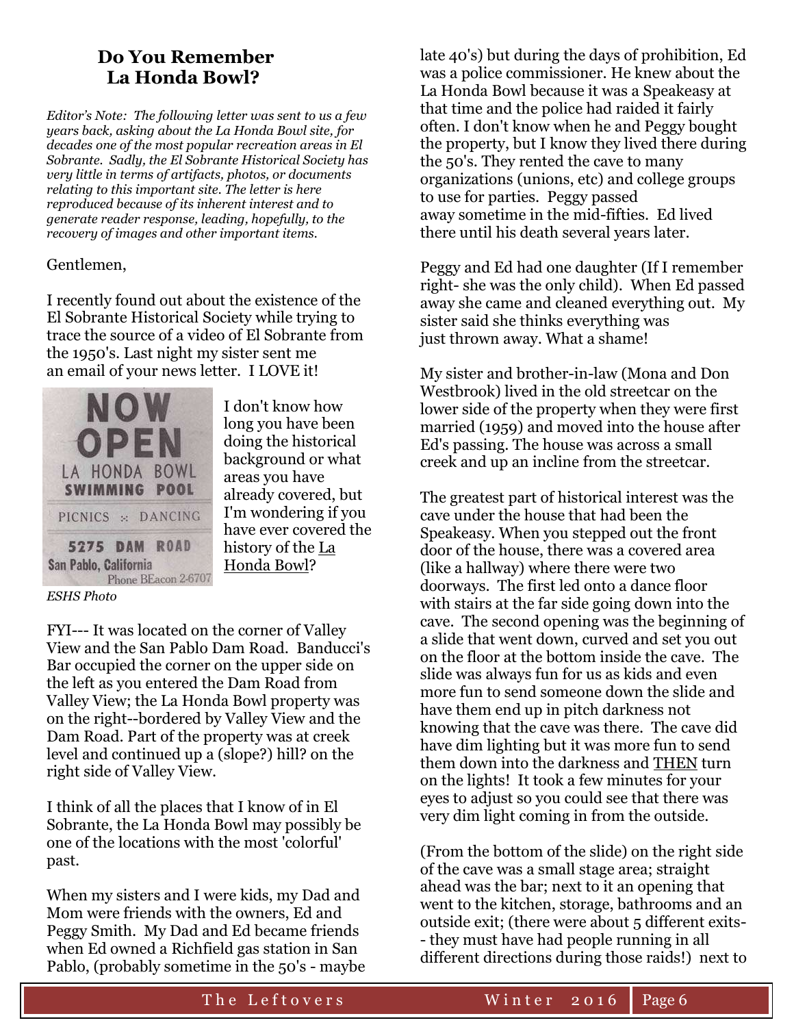## Do You Remember La Honda Bowl?

*Editor's Note: The following letter was sent to us a few years back, asking about the La Honda Bowl site, for decades one of the most popular recreation areas in El Sobrante. Sadly, the El Sobrante Historical Society has very little in terms of artifacts, photos, or documents relating to this important site. The letter is here reproduced because of its inherent interest and to generate reader response, leading, hopefully, to the recovery of images and other important items.*

Gentlemen,

I recently found out about the existence of the El Sobrante Historical Society while trying to trace the source of a video of El Sobrante from the 1950's. Last night my sister sent me an email of your news letter. I LOVE it!

NOW OPEN
LA HONDA BOWL
SWIMMING POOL
PICNICS :: DANCING
5275 DAM ROAD
San Pablo, California
Phone BEacon 2-6707

*ESHS Photo*

I don't know how long you have been doing the historical background or what areas you have already covered, but I'm wondering if you have ever covered the history of the La Honda Bowl?

FYI--- It was located on the corner of Valley View and the San Pablo Dam Road. Banducci's Bar occupied the corner on the upper side on the left as you entered the Dam Road from Valley View; the La Honda Bowl property was on the right--bordered by Valley View and the Dam Road. Part of the property was at creek level and continued up a (slope?) hill? on the right side of Valley View.

I think of all the places that I know of in El Sobrante, the La Honda Bowl may possibly be one of the locations with the most 'colorful' past.

When my sisters and I were kids, my Dad and Mom were friends with the owners, Ed and Peggy Smith. My Dad and Ed became friends when Ed owned a Richfield gas station in San Pablo, (probably sometime in the 50's - maybe late 40's) but during the days of prohibition, Ed was a police commissioner. He knew about the La Honda Bowl because it was a Speakeasy at that time and the police had raided it fairly often. I don't know when he and Peggy bought the property, but I know they lived there during the 50's. They rented the cave to many organizations (unions, etc) and college groups to use for parties. Peggy passed away sometime in the mid-fifties. Ed lived there until his death several years later.

Peggy and Ed had one daughter (If I remember right- she was the only child). When Ed passed away she came and cleaned everything out. My sister said she thinks everything was just thrown away. What a shame!

My sister and brother-in-law (Mona and Don Westbrook) lived in the old streetcar on the lower side of the property when they were first married (1959) and moved into the house after Ed's passing. The house was across a small creek and up an incline from the streetcar.

The greatest part of historical interest was the cave under the house that had been the Speakeasy. When you stepped out the front door of the house, there was a covered area (like a hallway) where there were two doorways. The first led onto a dance floor with stairs at the far side going down into the cave. The second opening was the beginning of a slide that went down, curved and set you out on the floor at the bottom inside the cave. The slide was always fun for us as kids and even more fun to send someone down the slide and have them end up in pitch darkness not knowing that the cave was there. The cave did have dim lighting but it was more fun to send them down into the darkness and THEN turn on the lights! It took a few minutes for your eyes to adjust so you could see that there was very dim light coming in from the outside.

(From the bottom of the slide) on the right side of the cave was a small stage area; straight ahead was the bar; next to it an opening that went to the kitchen, storage, bathrooms and an outside exit; (there were about 5 different exits- - they must have had people running in all different directions during those raids!) next to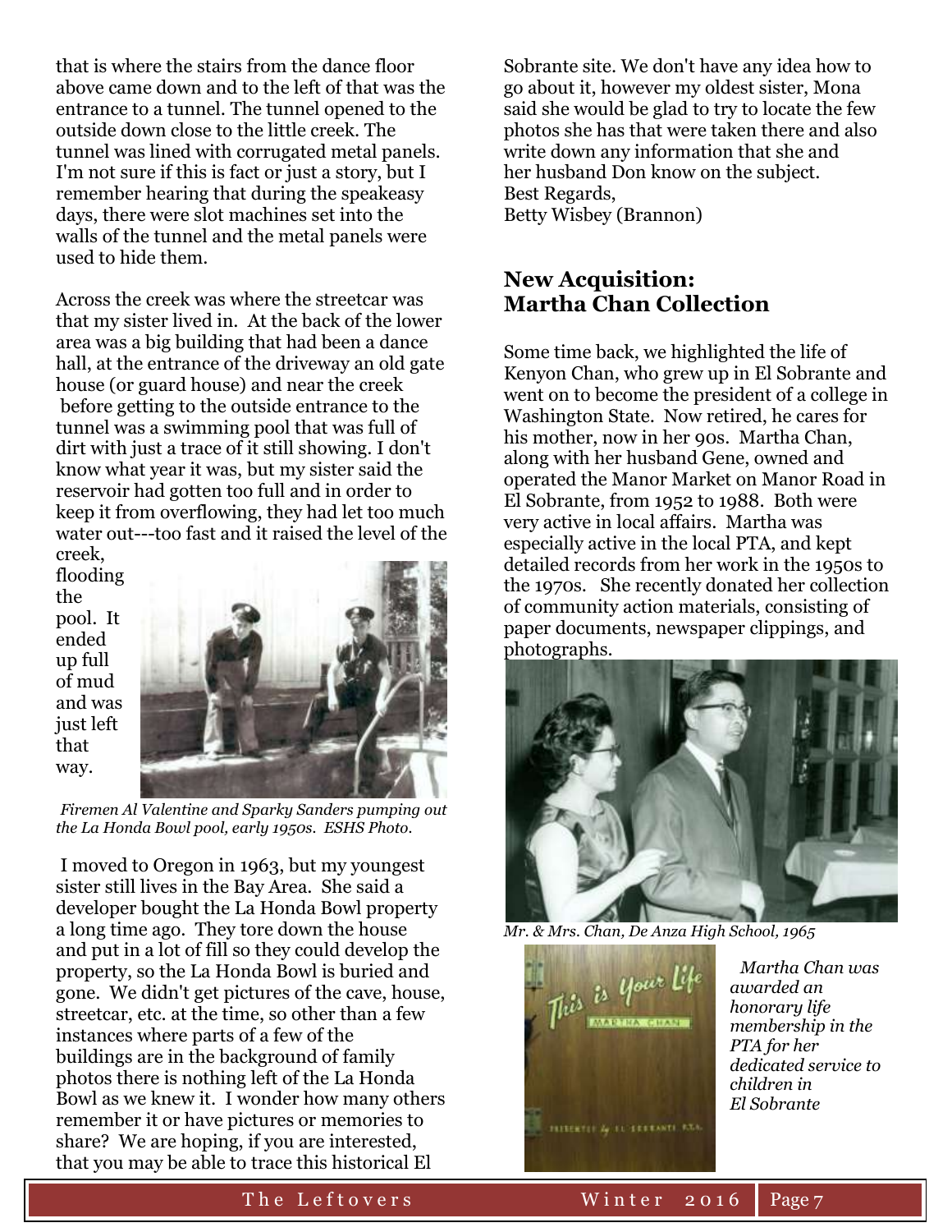that is where the stairs from the dance floor above came down and to the left of that was the entrance to a tunnel. The tunnel opened to the outside down close to the little creek. The tunnel was lined with corrugated metal panels. I'm not sure if this is fact or just a story, but I remember hearing that during the speakeasy days, there were slot machines set into the walls of the tunnel and the metal panels were used to hide them.

Across the creek was where the streetcar was that my sister lived in. At the back of the lower area was a big building that had been a dance hall, at the entrance of the driveway an old gate house (or guard house) and near the creek before getting to the outside entrance to the tunnel was a swimming pool that was full of dirt with just a trace of it still showing. I don't know what year it was, but my sister said the reservoir had gotten too full and in order to keep it from overflowing, they had let too much water out---too fast and it raised the level of the creek, flooding the pool. It ended up full of mud and was just left that way.

*Firemen Al Valentine and Sparky Sanders pumping out the La Honda Bowl pool, early 1950s. ESHS Photo.*

I moved to Oregon in 1963, but my youngest sister still lives in the Bay Area. She said a developer bought the La Honda Bowl property a long time ago. They tore down the house and put in a lot of fill so they could develop the property, so the La Honda Bowl is buried and gone. We didn't get pictures of the cave, house, streetcar, etc. at the time, so other than a few instances where parts of a few of the buildings are in the background of family photos there is nothing left of the La Honda Bowl as we knew it. I wonder how many others remember it or have pictures or memories to share? We are hoping, if you are interested, that you may be able to trace this historical El Sobrante site. We don't have any idea how to go about it, however my oldest sister, Mona said she would be glad to try to locate the few photos she has that were taken there and also write down any information that she and her husband Don know on the subject.
Best Regards,
Betty Wisbey (Brannon)

## New Acquisition: Martha Chan Collection

Some time back, we highlighted the life of Kenyon Chan, who grew up in El Sobrante and went on to become the president of a college in Washington State. Now retired, he cares for his mother, now in her 90s. Martha Chan, along with her husband Gene, owned and operated the Manor Market on Manor Road in El Sobrante, from 1952 to 1988. Both were very active in local affairs. Martha was especially active in the local PTA, and kept detailed records from her work in the 1950s to the 1970s. She recently donated her collection of community action materials, consisting of paper documents, newspaper clippings, and photographs.

*Mr. & Mrs. Chan, De Anza High School, 1965*

*Martha Chan was awarded an honorary life membership in the PTA for her dedicated service to children in El Sobrante*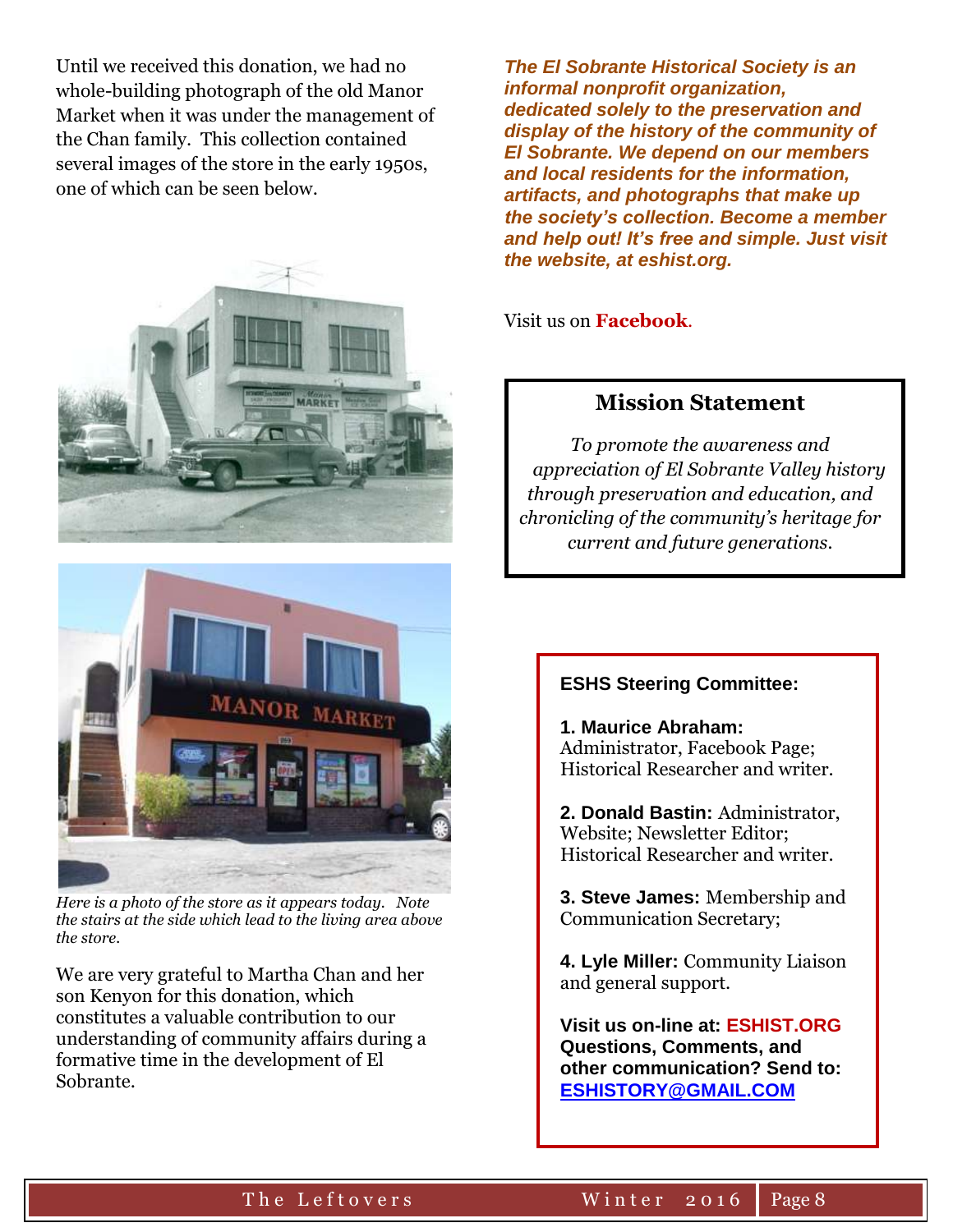Until we received this donation, we had no whole-building photograph of the old Manor Market when it was under the management of the Chan family. This collection contained several images of the store in the early 1950s, one of which can be seen below.

*Here is a photo of the store as it appears today. Note the stairs at the side which lead to the living area above the store.*

We are very grateful to Martha Chan and her son Kenyon for this donation, which constitutes a valuable contribution to our understanding of community affairs during a formative time in the development of El Sobrante.

***The El Sobrante Historical Society is an informal nonprofit organization, dedicated solely to the preservation and display of the history of the community of El Sobrante. We depend on our members and local residents for the information, artifacts, and photographs that make up the society's collection. Become a member and help out! It's free and simple. Just visit the website, at eshist.org.***

Visit us on **Facebook**.

## Mission Statement

*To promote the awareness and appreciation of El Sobrante Valley history through preservation and education, and chronicling of the community's heritage for current and future generations.*

**ESHS Steering Committee:**

**1. Maurice Abraham:** Administrator, Facebook Page; Historical Researcher and writer.

**2. Donald Bastin:** Administrator, Website; Newsletter Editor; Historical Researcher and writer.

**3. Steve James:** Membership and Communication Secretary;

**4. Lyle Miller:** Community Liaison and general support.

**Visit us on-line at: ESHIST.ORG**
**Questions, Comments, and other communication? Send to: ESHISTORY@GMAIL.COM**